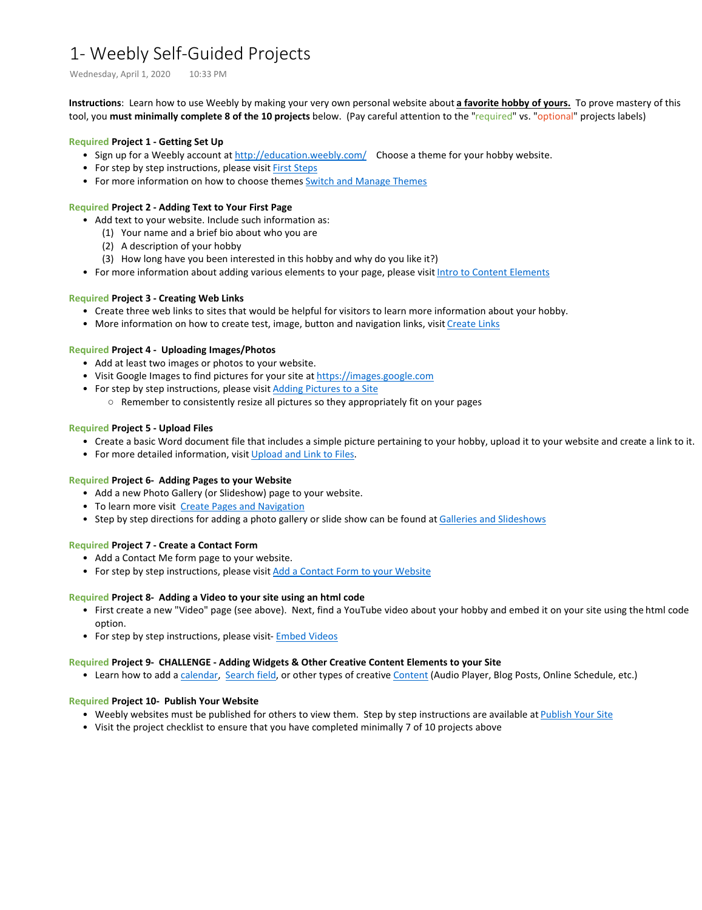# 1- Weebly Self-Guided Projects

Wednesday, April 1, 2020 10:33 PM

**Instructions**: Learn how to use Weebly by making your very own personal website about **a favorite hobby of yours.** To prove mastery of this tool, you **must minimally complete 8 of the 10 projects** below. (Pay careful attention to the "required" vs. "optional" projects labels)

### Required Project 1 - Getting Set Up

- Sign up for a Weebly account at http://education.weebly.com/ Choose a theme for your hobby website.
- For step by step instructions, please visit First Steps
- For more information on how to choose themes Switch and Manage Themes

### Required Project 2 - Adding Text to Your First Page

- Add text to your website. Include such information as:
  (1) Your name and a brief bio about who you are
  (2) A description of your hobby
  (3) How long have you been interested in this hobby and why do you like it?)
- For more information about adding various elements to your page, please visit Intro to Content Elements

### Required Project 3 - Creating Web Links

- Create three web links to sites that would be helpful for visitors to learn more information about your hobby.
- More information on how to create test, image, button and navigation links, visit Create Links

### Required Project 4 - Uploading Images/Photos

- Add at least two images or photos to your website.
- Visit Google Images to find pictures for your site at https://images.google.com
- For step by step instructions, please visit Adding Pictures to a Site
  - Remember to consistently resize all pictures so they appropriately fit on your pages

### Required Project 5 - Upload Files

- Create a basic Word document file that includes a simple picture pertaining to your hobby, upload it to your website and create a link to it.
- For more detailed information, visit Upload and Link to Files.

### Required Project 6- Adding Pages to your Website

- Add a new Photo Gallery (or Slideshow) page to your website.
- To learn more visit Create Pages and Navigation
- Step by step directions for adding a photo gallery or slide show can be found at Galleries and Slideshows

### Required Project 7 - Create a Contact Form

- Add a Contact Me form page to your website.
- For step by step instructions, please visit Add a Contact Form to your Website

### Required Project 8- Adding a Video to your site using an html code

- First create a new "Video" page (see above). Next, find a YouTube video about your hobby and embed it on your site using the html code option.
- For step by step instructions, please visit- Embed Videos

### Required Project 9- CHALLENGE - Adding Widgets & Other Creative Content Elements to your Site

- Learn how to add a calendar, Search field, or other types of creative Content (Audio Player, Blog Posts, Online Schedule, etc.)

### Required Project 10- Publish Your Website

- Weebly websites must be published for others to view them. Step by step instructions are available at Publish Your Site
- Visit the project checklist to ensure that you have completed minimally 7 of 10 projects above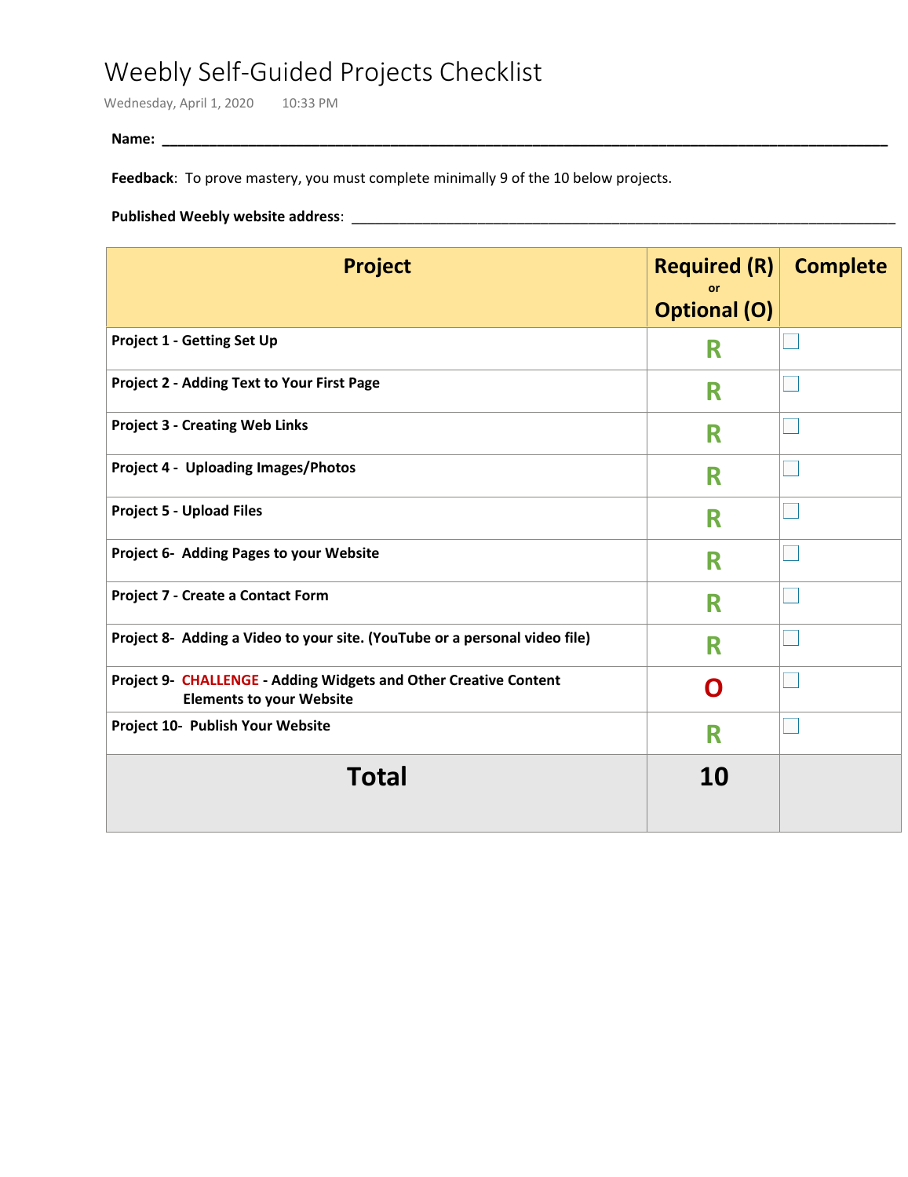# Weebly Self-Guided Projects Checklist

Wednesday, April 1, 2020 10:33 PM

**Name:** ___________________________________________________________________________

**Feedback**: To prove mastery, you must complete minimally 9 of the 10 below projects.

**Published Weebly website address**: ___________________________________________________________

| Project | Required (R) or Optional (O) | Complete |
| --- | --- | --- |
| **Project 1 - Getting Set Up** | **R** | ☐ |
| **Project 2 - Adding Text to Your First Page** | **R** | ☐ |
| **Project 3 - Creating Web Links** | **R** | ☐ |
| **Project 4 - Uploading Images/Photos** | **R** | ☐ |
| **Project 5 - Upload Files** | **R** | ☐ |
| **Project 6- Adding Pages to your Website** | **R** | ☐ |
| **Project 7 - Create a Contact Form** | **R** | ☐ |
| **Project 8- Adding a Video to your site. (YouTube or a personal video file)** | **R** | ☐ |
| **Project 9- CHALLENGE - Adding Widgets and Other Creative Content Elements to your Website** | **O** | ☐ |
| **Project 10- Publish Your Website** | **R** | ☐ |
| **Total** | **10** | |